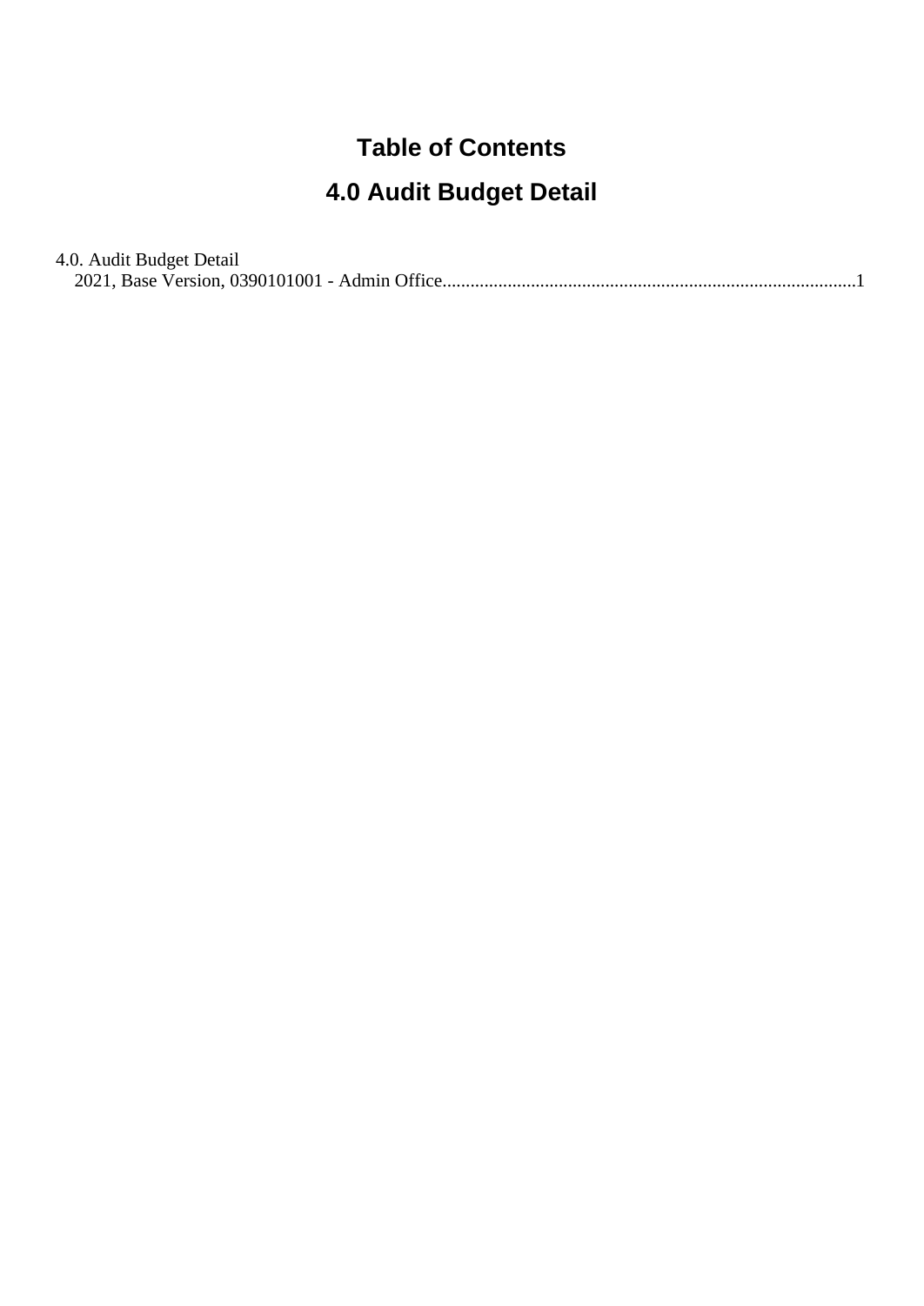# Table of Contents

# 4.0 Audit Budget Detail

4.0. Audit Budget Detail
  2021, Base Version, 0390101001 - Admin Office........................................................................................1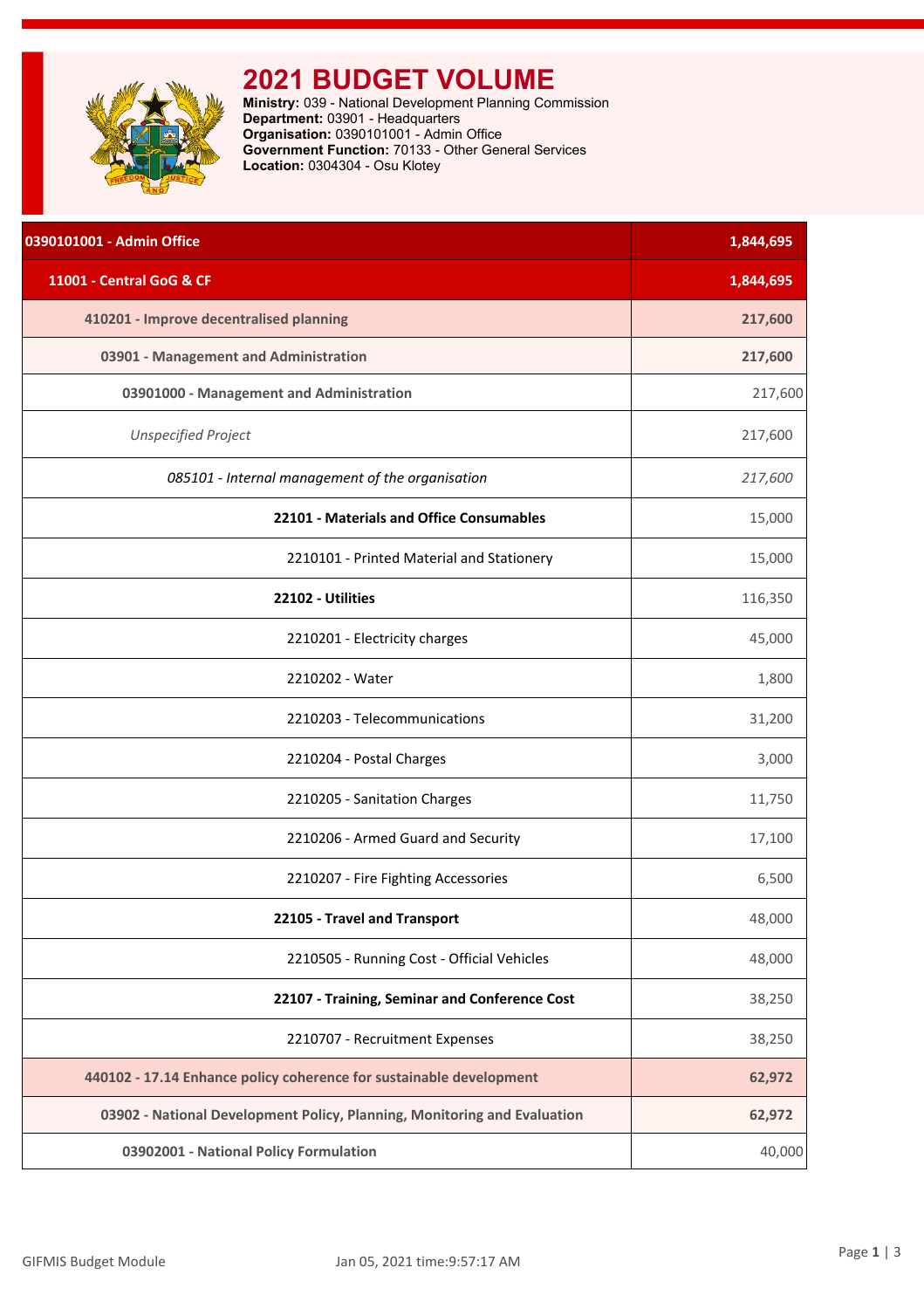# 2021 BUDGET VOLUME

**Ministry:** 039 - National Development Planning Commission
**Department:** 03901 - Headquarters
**Organisation:** 0390101001 - Admin Office
**Government Function:** 70133 - Other General Services
**Location:** 0304304 - Osu Klotey

| 0390101001 - Admin Office | 1,844,695 |
|---|---|
| 11001 - Central GoG & CF | 1,844,695 |
| 410201 - Improve decentralised planning | 217,600 |
| 03901 - Management and Administration | 217,600 |
| 03901000 - Management and Administration | 217,600 |
| *Unspecified Project* | 217,600 |
| *085101 - Internal management of the organisation* | *217,600* |
| **22101 - Materials and Office Consumables** | 15,000 |
| 2210101 - Printed Material and Stationery | 15,000 |
| **22102 - Utilities** | 116,350 |
| 2210201 - Electricity charges | 45,000 |
| 2210202 - Water | 1,800 |
| 2210203 - Telecommunications | 31,200 |
| 2210204 - Postal Charges | 3,000 |
| 2210205 - Sanitation Charges | 11,750 |
| 2210206 - Armed Guard and Security | 17,100 |
| 2210207 - Fire Fighting Accessories | 6,500 |
| **22105 - Travel and Transport** | 48,000 |
| 2210505 - Running Cost - Official Vehicles | 48,000 |
| **22107 - Training, Seminar and Conference Cost** | 38,250 |
| 2210707 - Recruitment Expenses | 38,250 |
| 440102 - 17.14 Enhance policy coherence for sustainable development | 62,972 |
| 03902 - National Development Policy, Planning, Monitoring and Evaluation | 62,972 |
| 03902001 - National Policy Formulation | 40,000 |

GIFMIS Budget Module — Jan 05, 2021 time:9:57:17 AM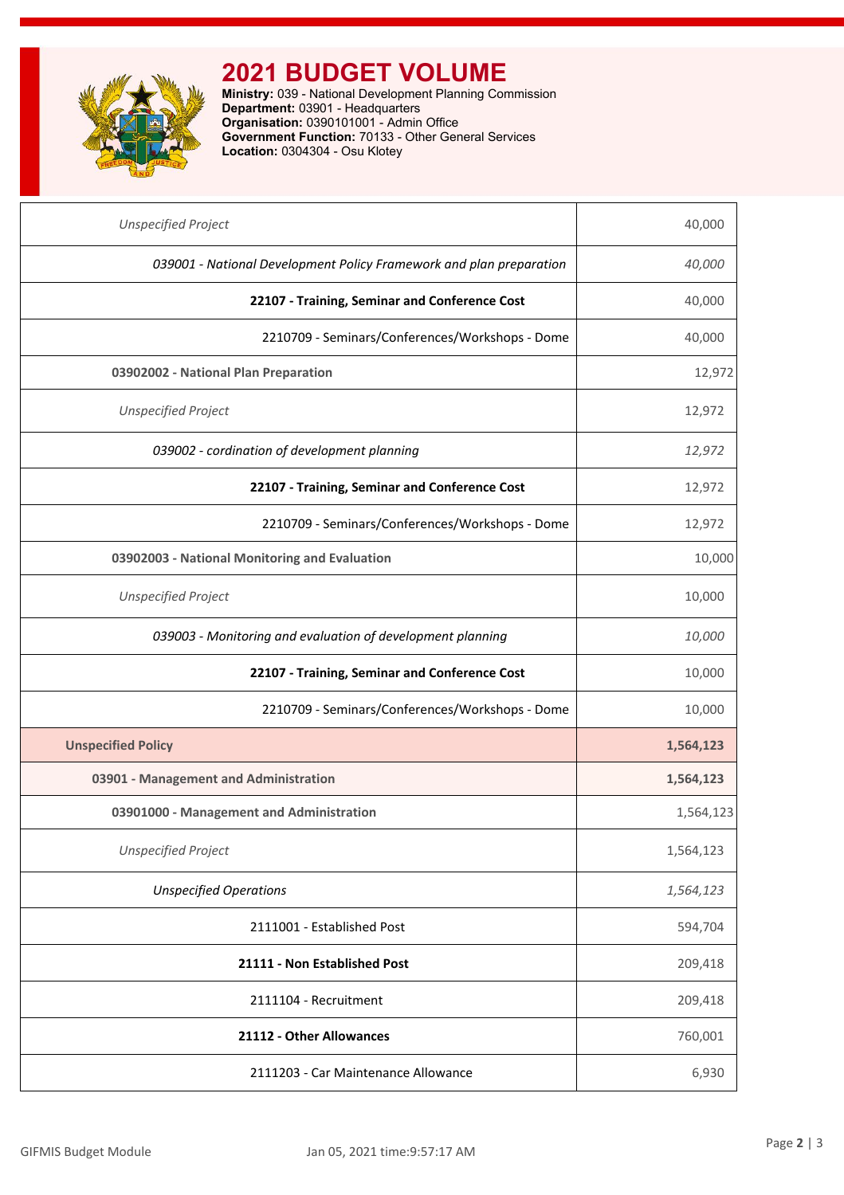# 2021 BUDGET VOLUME

**Ministry:** 039 - National Development Planning Commission
**Department:** 03901 - Headquarters
**Organisation:** 0390101001 - Admin Office
**Government Function:** 70133 - Other General Services
**Location:** 0304304 - Osu Klotey

| | |
|---|---|
| *Unspecified Project* | 40,000 |
| *039001 - National Development Policy Framework and plan preparation* | *40,000* |
| **22107 - Training, Seminar and Conference Cost** | 40,000 |
| 2210709 - Seminars/Conferences/Workshops - Dome | 40,000 |
| **03902002 - National Plan Preparation** | 12,972 |
| *Unspecified Project* | 12,972 |
| *039002 - cordination of development planning* | *12,972* |
| **22107 - Training, Seminar and Conference Cost** | 12,972 |
| 2210709 - Seminars/Conferences/Workshops - Dome | 12,972 |
| **03902003 - National Monitoring and Evaluation** | 10,000 |
| *Unspecified Project* | 10,000 |
| *039003 - Monitoring and evaluation of development planning* | *10,000* |
| **22107 - Training, Seminar and Conference Cost** | 10,000 |
| 2210709 - Seminars/Conferences/Workshops - Dome | 10,000 |
| **Unspecified Policy** | **1,564,123** |
| **03901 - Management and Administration** | **1,564,123** |
| **03901000 - Management and Administration** | 1,564,123 |
| *Unspecified Project* | 1,564,123 |
| *Unspecified Operations* | *1,564,123* |
| 2111001 - Established Post | 594,704 |
| **21111 - Non Established Post** | 209,418 |
| 2111104 - Recruitment | 209,418 |
| **21112 - Other Allowances** | 760,001 |
| 2111203 - Car Maintenance Allowance | 6,930 |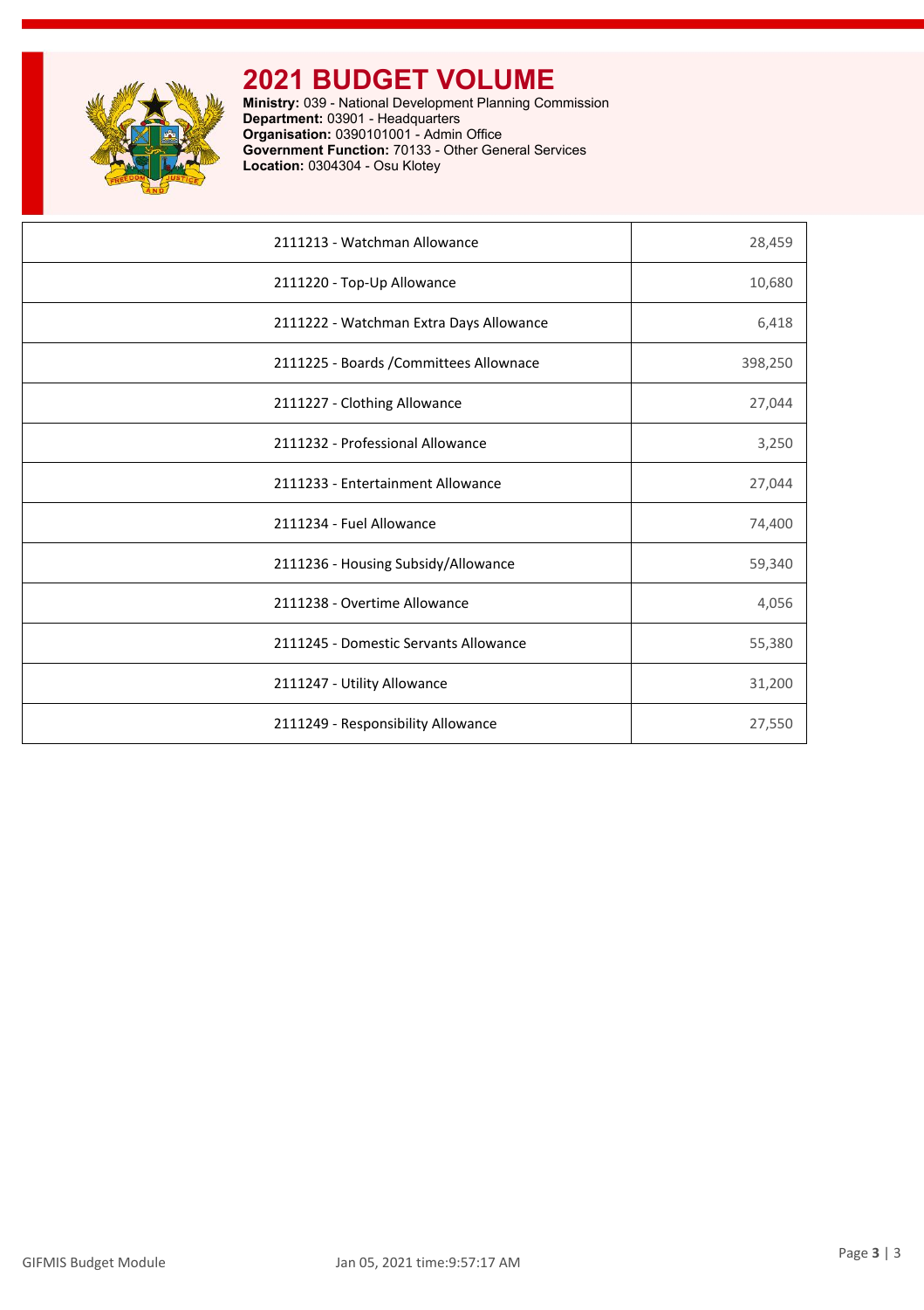# 2021 BUDGET VOLUME

**Ministry:** 039 - National Development Planning Commission
**Department:** 03901 - Headquarters
**Organisation:** 0390101001 - Admin Office
**Government Function:** 70133 - Other General Services
**Location:** 0304304 - Osu Klotey

| | |
|---|---|
| 2111213 - Watchman Allowance | 28,459 |
| 2111220 - Top-Up Allowance | 10,680 |
| 2111222 - Watchman Extra Days Allowance | 6,418 |
| 2111225 - Boards /Committees Allownace | 398,250 |
| 2111227 - Clothing Allowance | 27,044 |
| 2111232 - Professional Allowance | 3,250 |
| 2111233 - Entertainment Allowance | 27,044 |
| 2111234 - Fuel Allowance | 74,400 |
| 2111236 - Housing Subsidy/Allowance | 59,340 |
| 2111238 - Overtime Allowance | 4,056 |
| 2111245 - Domestic Servants Allowance | 55,380 |
| 2111247 - Utility Allowance | 31,200 |
| 2111249 - Responsibility Allowance | 27,550 |

GIFMIS Budget Module    Jan 05, 2021 time:9:57:17 AM